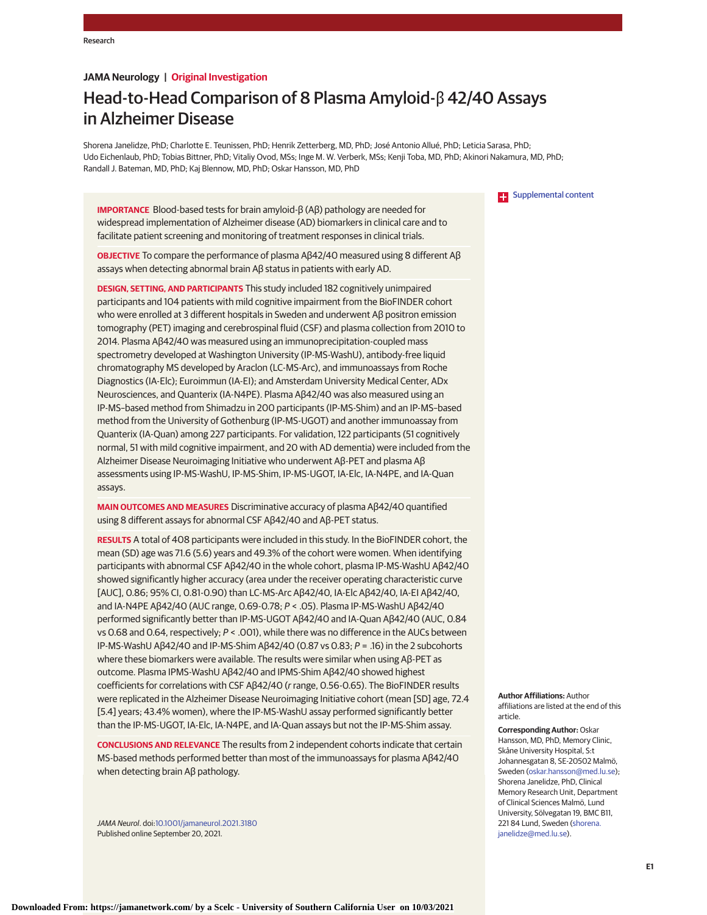JAMA Neurology | Original Investigation

# Head-to-Head Comparison of 8 Plasma Amyloid-β 42/40 Assays in Alzheimer Disease

Shorena Janelidze, PhD; Charlotte E. Teunissen, PhD; Henrik Zetterberg, MD, PhD; José Antonio Allué, PhD; Leticia Sarasa, PhD; Udo Eichenlaub, PhD; Tobias Bittner, PhD; Vitaliy Ovod, MSs; Inge M. W. Verberk, MSs; Kenji Toba, MD, PhD; Akinori Nakamura, MD, PhD; Randall J. Bateman, MD, PhD; Kaj Blennow, MD, PhD; Oskar Hansson, MD, PhD

Supplemental content

**IMPORTANCE** Blood-based tests for brain amyloid-β (Aβ) pathology are needed for widespread implementation of Alzheimer disease (AD) biomarkers in clinical care and to facilitate patient screening and monitoring of treatment responses in clinical trials.

**OBJECTIVE** To compare the performance of plasma Aβ42/40 measured using 8 different Aβ assays when detecting abnormal brain Aβ status in patients with early AD.

**DESIGN, SETTING, AND PARTICIPANTS** This study included 182 cognitively unimpaired participants and 104 patients with mild cognitive impairment from the BioFINDER cohort who were enrolled at 3 different hospitals in Sweden and underwent Aβ positron emission tomography (PET) imaging and cerebrospinal fluid (CSF) and plasma collection from 2010 to 2014. Plasma Aβ42/40 was measured using an immunoprecipitation-coupled mass spectrometry developed at Washington University (IP-MS-WashU), antibody-free liquid chromatography MS developed by Araclon (LC-MS-Arc), and immunoassays from Roche Diagnostics (IA-Elc); Euroimmun (IA-EI); and Amsterdam University Medical Center, ADx Neurosciences, and Quanterix (IA-N4PE). Plasma Aβ42/40 was also measured using an IP-MS–based method from Shimadzu in 200 participants (IP-MS-Shim) and an IP-MS–based method from the University of Gothenburg (IP-MS-UGOT) and another immunoassay from Quanterix (IA-Quan) among 227 participants. For validation, 122 participants (51 cognitively normal, 51 with mild cognitive impairment, and 20 with AD dementia) were included from the Alzheimer Disease Neuroimaging Initiative who underwent Aβ-PET and plasma Aβ assessments using IP-MS-WashU, IP-MS-Shim, IP-MS-UGOT, IA-Elc, IA-N4PE, and IA-Quan assays.

**MAIN OUTCOMES AND MEASURES** Discriminative accuracy of plasma Aβ42/40 quantified using 8 different assays for abnormal CSF Aβ42/40 and Aβ-PET status.

**RESULTS** A total of 408 participants were included in this study. In the BioFINDER cohort, the mean (SD) age was 71.6 (5.6) years and 49.3% of the cohort were women. When identifying participants with abnormal CSF Aβ42/40 in the whole cohort, plasma IP-MS-WashU Aβ42/40 showed significantly higher accuracy (area under the receiver operating characteristic curve [AUC], 0.86; 95% CI, 0.81-0.90) than LC-MS-Arc Aβ42/40, IA-Elc Aβ42/40, IA-EI Aβ42/40, and IA-N4PE Aβ42/40 (AUC range, 0.69-0.78; $P < .05$). Plasma IP-MS-WashU Aβ42/40 performed significantly better than IP-MS-UGOT Aβ42/40 and IA-Quan Aβ42/40 (AUC, 0.84 vs 0.68 and 0.64, respectively; $P < .001$), while there was no difference in the AUCs between IP-MS-WashU Aβ42/40 and IP-MS-Shim Aβ42/40 (0.87 vs 0.83; $P = .16$) in the 2 subcohorts where these biomarkers were available. The results were similar when using Aβ-PET as outcome. Plasma IPMS-WashU Aβ42/40 and IPMS-Shim Aβ42/40 showed highest coefficients for correlations with CSF Aβ42/40 ($r$ range, 0.56-0.65). The BioFINDER results were replicated in the Alzheimer Disease Neuroimaging Initiative cohort (mean [SD] age, 72.4 [5.4] years; 43.4% women), where the IP-MS-WashU assay performed significantly better than the IP-MS-UGOT, IA-Elc, IA-N4PE, and IA-Quan assays but not the IP-MS-Shim assay.

**CONCLUSIONS AND RELEVANCE** The results from 2 independent cohorts indicate that certain MS-based methods performed better than most of the immunoassays for plasma Aβ42/40 when detecting brain Aβ pathology.

*JAMA Neurol*. doi:10.1001/jamaneurol.2021.3180
Published online September 20, 2021.

**Author Affiliations:** Author affiliations are listed at the end of this article.

**Corresponding Author:** Oskar Hansson, MD, PhD, Memory Clinic, Skåne University Hospital, S:t Johannesgatan 8, SE-20502 Malmö, Sweden (oskar.hansson@med.lu.se); Shorena Janelidze, PhD, Clinical Memory Research Unit, Department of Clinical Sciences Malmö, Lund University, Sölvegatan 19, BMC B11, 221 84 Lund, Sweden (shorena.janelidze@med.lu.se).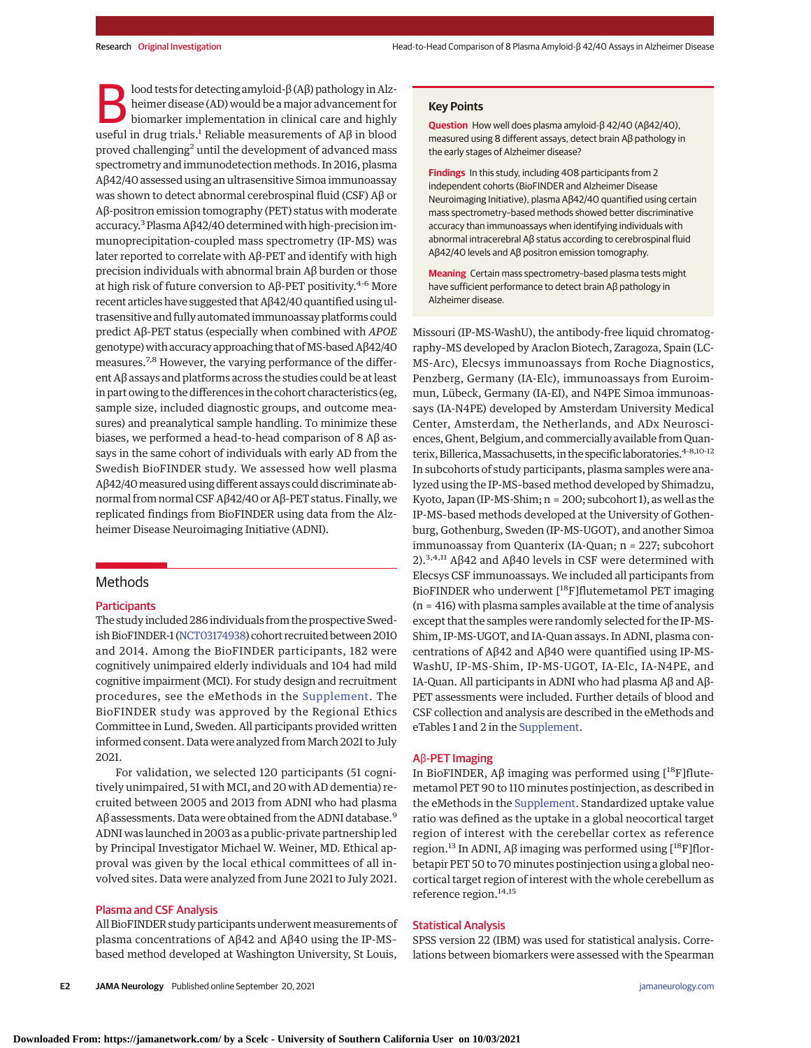Blood tests for detecting amyloid-β (Aβ) pathology in Alzheimer disease (AD) would be a major advancement for biomarker implementation in clinical care and highly useful in drug trials.[1] Reliable measurements of Aβ in blood proved challenging[2] until the development of advanced mass spectrometry and immunodetection methods. In 2016, plasma Aβ42/40 assessed using an ultrasensitive Simoa immunoassay was shown to detect abnormal cerebrospinal fluid (CSF) Aβ or Aβ-positron emission tomography (PET) status with moderate accuracy.[3] Plasma Aβ42/40 determined with high-precision immunoprecipitation-coupled mass spectrometry (IP-MS) was later reported to correlate with Aβ-PET and identify with high precision individuals with abnormal brain Aβ burden or those at high risk of future conversion to Aβ-PET positivity.[4-6] More recent articles have suggested that Aβ42/40 quantified using ultrasensitive and fully automated immunoassay platforms could predict Aβ-PET status (especially when combined with *APOE* genotype) with accuracy approaching that of MS-based Aβ42/40 measures.[7,8] However, the varying performance of the different Aβ assays and platforms across the studies could be at least in part owing to the differences in the cohort characteristics (eg, sample size, included diagnostic groups, and outcome measures) and preanalytical sample handling. To minimize these biases, we performed a head-to-head comparison of 8 Aβ assays in the same cohort of individuals with early AD from the Swedish BioFINDER study. We assessed how well plasma Aβ42/40 measured using different assays could discriminate abnormal from normal CSF Aβ42/40 or Aβ-PET status. Finally, we replicated findings from BioFINDER using data from the Alzheimer Disease Neuroimaging Initiative (ADNI).

> **Key Points**
>
> **Question** How well does plasma amyloid-β 42/40 (Aβ42/40), measured using 8 different assays, detect brain Aβ pathology in the early stages of Alzheimer disease?
>
> **Findings** In this study, including 408 participants from 2 independent cohorts (BioFINDER and Alzheimer Disease Neuroimaging Initiative), plasma Aβ42/40 quantified using certain mass spectrometry–based methods showed better discriminative accuracy than immunoassays when identifying individuals with abnormal intracerebral Aβ status according to cerebrospinal fluid Aβ42/40 levels and Aβ positron emission tomography.
>
> **Meaning** Certain mass spectrometry–based plasma tests might have sufficient performance to detect brain Aβ pathology in Alzheimer disease.

## Methods

### Participants

The study included 286 individuals from the prospective Swedish BioFINDER-1 (NCT03174938) cohort recruited between 2010 and 2014. Among the BioFINDER participants, 182 were cognitively unimpaired elderly individuals and 104 had mild cognitive impairment (MCI). For study design and recruitment procedures, see the eMethods in the Supplement. The BioFINDER study was approved by the Regional Ethics Committee in Lund, Sweden. All participants provided written informed consent. Data were analyzed from March 2021 to July 2021.

For validation, we selected 120 participants (51 cognitively unimpaired, 51 with MCI, and 20 with AD dementia) recruited between 2005 and 2013 from ADNI who had plasma Aβ assessments. Data were obtained from the ADNI database.[9] ADNI was launched in 2003 as a public-private partnership led by Principal Investigator Michael W. Weiner, MD. Ethical approval was given by the local ethical committees of all involved sites. Data were analyzed from June 2021 to July 2021.

### Plasma and CSF Analysis

All BioFINDER study participants underwent measurements of plasma concentrations of Aβ42 and Aβ40 using the IP-MS-based method developed at Washington University, St Louis, Missouri (IP-MS-WashU), the antibody-free liquid chromatography-MS developed by Araclon Biotech, Zaragoza, Spain (LC-MS-Arc), Elecsys immunoassays from Roche Diagnostics, Penzberg, Germany (IA-Elc), immunoassays from Euroimmun, Lübeck, Germany (IA-EI), and N4PE Simoa immunoassays (IA-N4PE) developed by Amsterdam University Medical Center, Amsterdam, the Netherlands, and ADx Neurosciences, Ghent, Belgium, and commercially available from Quanterix, Billerica, Massachusetts, in the specific laboratories.[4-8,10-12] In subcohorts of study participants, plasma samples were analyzed using the IP-MS-based method developed by Shimadzu, Kyoto, Japan (IP-MS-Shim; n = 200; subcohort 1), as well as the IP-MS–based methods developed at the University of Gothenburg, Gothenburg, Sweden (IP-MS-UGOT), and another Simoa immunoassay from Quanterix (IA-Quan; n = 227; subcohort 2).[3,4,11] Aβ42 and Aβ40 levels in CSF were determined with Elecsys CSF immunoassays. We included all participants from BioFINDER who underwent [$^{18}$F]flutemetamol PET imaging (n = 416) with plasma samples available at the time of analysis except that the samples were randomly selected for the IP-MS-Shim, IP-MS-UGOT, and IA-Quan assays. In ADNI, plasma concentrations of Aβ42 and Aβ40 were quantified using IP-MS-WashU, IP-MS-Shim, IP-MS-UGOT, IA-Elc, IA-N4PE, and IA-Quan. All participants in ADNI who had plasma Aβ and Aβ-PET assessments were included. Further details of blood and CSF collection and analysis are described in the eMethods and eTables 1 and 2 in the Supplement.

### Aβ-PET Imaging

In BioFINDER, Aβ imaging was performed using [$^{18}$F]flutemetamol PET 90 to 110 minutes postinjection, as described in the eMethods in the Supplement. Standardized uptake value ratio was defined as the uptake in a global neocortical target region of interest with the cerebellar cortex as reference region.[13] In ADNI, Aβ imaging was performed using [$^{18}$F]florbetapir PET 50 to 70 minutes postinjection using a global neocortical target region of interest with the whole cerebellum as reference region.[14,15]

### Statistical Analysis

SPSS version 22 (IBM) was used for statistical analysis. Correlations between biomarkers were assessed with the Spearman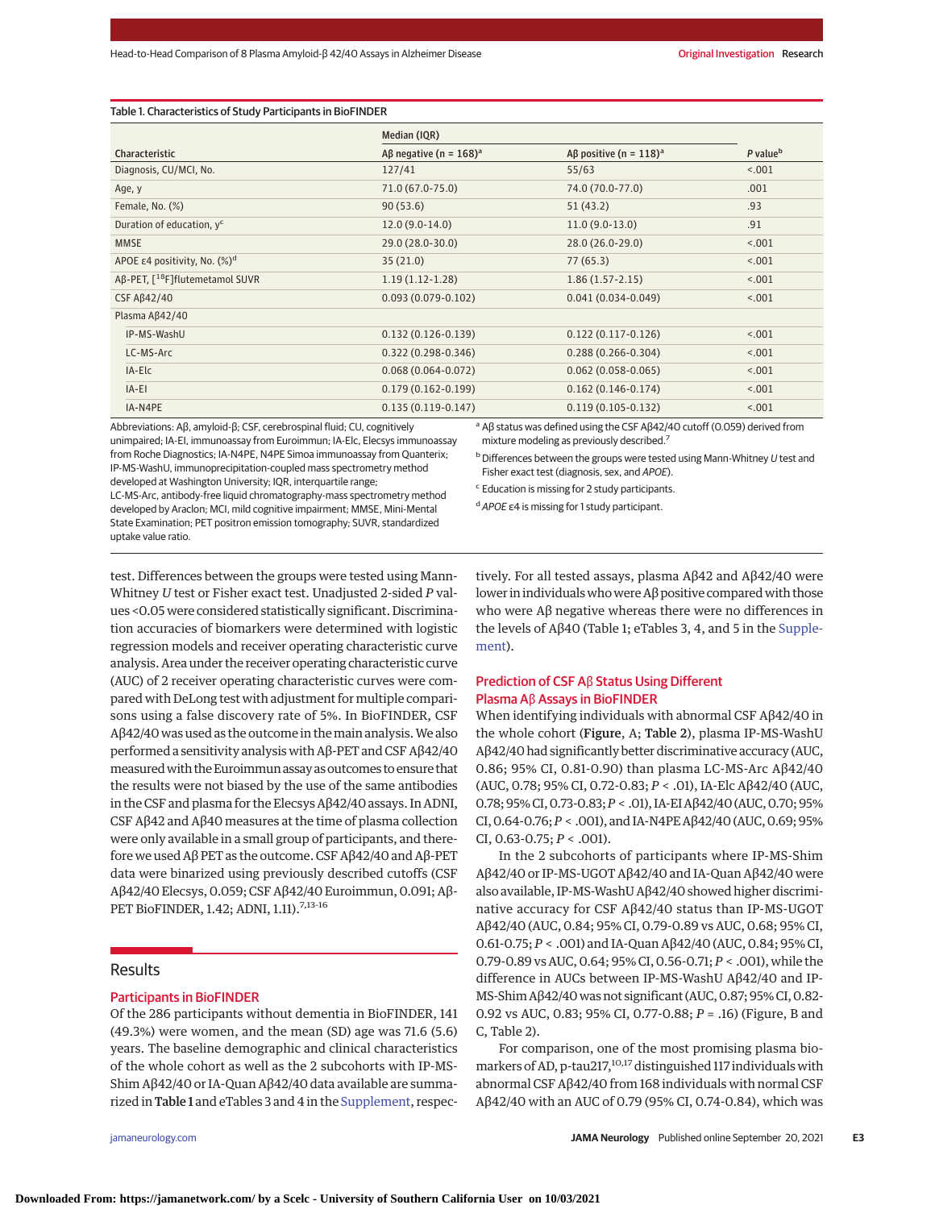Table 1. Characteristics of Study Participants in BioFINDER

| Characteristic | Median (IQR) | | P value[b] |
|---|---|---|---|
| | Aβ negative (n = 168)[a] | Aβ positive (n = 118)[a] | |
| Diagnosis, CU/MCI, No. | 127/41 | 55/63 | <.001 |
| Age, y | 71.0 (67.0-75.0) | 74.0 (70.0-77.0) | .001 |
| Female, No. (%) | 90 (53.6) | 51 (43.2) | .93 |
| Duration of education, y[c] | 12.0 (9.0-14.0) | 11.0 (9.0-13.0) | .91 |
| MMSE | 29.0 (28.0-30.0) | 28.0 (26.0-29.0) | <.001 |
| APOE ε4 positivity, No. (%)[d] | 35 (21.0) | 77 (65.3) | <.001 |
| Aβ-PET, [$^{18}$F]flutemetamol SUVR | 1.19 (1.12-1.28) | 1.86 (1.57-2.15) | <.001 |
| CSF Aβ42/40 | 0.093 (0.079-0.102) | 0.041 (0.034-0.049) | <.001 |
| Plasma Aβ42/40 | | | |
| IP-MS-WashU | 0.132 (0.126-0.139) | 0.122 (0.117-0.126) | <.001 |
| LC-MS-Arc | 0.322 (0.298-0.346) | 0.288 (0.266-0.304) | <.001 |
| IA-Elc | 0.068 (0.064-0.072) | 0.062 (0.058-0.065) | <.001 |
| IA-EI | 0.179 (0.162-0.199) | 0.162 (0.146-0.174) | <.001 |
| IA-N4PE | 0.135 (0.119-0.147) | 0.119 (0.105-0.132) | <.001 |

Abbreviations: Aβ, amyloid-β; CSF, cerebrospinal fluid; CU, cognitively unimpaired; IA-EI, immunoassay from Euroimmun; IA-Elc, Elecsys immunoassay from Roche Diagnostics; IA-N4PE, N4PE Simoa immunoassay from Quanterix; IP-MS-WashU, immunoprecipitation-coupled mass spectrometry method developed at Washington University; IQR, interquartile range; LC-MS-Arc, antibody-free liquid chromatography-mass spectrometry method developed by Araclon; MCI, mild cognitive impairment; MMSE, Mini-Mental State Examination; PET positron emission tomography; SUVR, standardized uptake value ratio.

[a] Aβ status was defined using the CSF Aβ42/40 cutoff (0.059) derived from mixture modeling as previously described.[7]

[b] Differences between the groups were tested using Mann-Whitney *U* test and Fisher exact test (diagnosis, sex, and *APOE*).

[c] Education is missing for 2 study participants.

[d] *APOE* ε4 is missing for 1 study participant.

test. Differences between the groups were tested using Mann-Whitney *U* test or Fisher exact test. Unadjusted 2-sided *P* values <0.05 were considered statistically significant. Discrimination accuracies of biomarkers were determined with logistic regression models and receiver operating characteristic curve analysis. Area under the receiver operating characteristic curve (AUC) of 2 receiver operating characteristic curves were compared with DeLong test with adjustment for multiple comparisons using a false discovery rate of 5%. In BioFINDER, CSF Aβ42/40 was used as the outcome in the main analysis. We also performed a sensitivity analysis with Aβ-PET and CSF Aβ42/40 measured with the Euroimmun assay as outcomes to ensure that the results were not biased by the use of the same antibodies in the CSF and plasma for the Elecsys Aβ42/40 assays. In ADNI, CSF Aβ42 and Aβ40 measures at the time of plasma collection were only available in a small group of participants, and therefore we used Aβ PET as the outcome. CSF Aβ42/40 and Aβ-PET data were binarized using previously described cutoffs (CSF Aβ42/40 Elecsys, 0.059; CSF Aβ42/40 Euroimmun, 0.091; Aβ-PET BioFINDER, 1.42; ADNI, 1.11).[7,13-16]

## Results

### Participants in BioFINDER

Of the 286 participants without dementia in BioFINDER, 141 (49.3%) were women, and the mean (SD) age was 71.6 (5.6) years. The baseline demographic and clinical characteristics of the whole cohort as well as the 2 subcohorts with IP-MS-Shim Aβ42/40 or IA-Quan Aβ42/40 data available are summarized in **Table 1** and eTables 3 and 4 in the Supplement, respectively. For all tested assays, plasma Aβ42 and Aβ42/40 were lower in individuals who were Aβ positive compared with those who were Aβ negative whereas there were no differences in the levels of Aβ40 (Table 1; eTables 3, 4, and 5 in the Supplement).

### Prediction of CSF Aβ Status Using Different Plasma Aβ Assays in BioFINDER

When identifying individuals with abnormal CSF Aβ42/40 in the whole cohort (**Figure**, A; **Table 2**), plasma IP-MS-WashU Aβ42/40 had significantly better discriminative accuracy (AUC, 0.86; 95% CI, 0.81-0.90) than plasma LC-MS-Arc Aβ42/40 (AUC, 0.78; 95% CI, 0.72-0.83; *P* < .01), IA-Elc Aβ42/40 (AUC, 0.78; 95% CI, 0.73-0.83; *P* < .01), IA-EI Aβ42/40 (AUC, 0.70; 95% CI, 0.64-0.76; *P* < .001), and IA-N4PE Aβ42/40 (AUC, 0.69; 95% CI, 0.63-0.75; *P* < .001).

In the 2 subcohorts of participants where IP-MS-Shim Aβ42/40 or IP-MS-UGOT Aβ42/40 and IA-Quan Aβ42/40 were also available, IP-MS-WashU Aβ42/40 showed higher discriminative accuracy for CSF Aβ42/40 status than IP-MS-UGOT Aβ42/40 (AUC, 0.84; 95% CI, 0.79-0.89 vs AUC, 0.68; 95% CI, 0.61-0.75; *P* < .001) and IA-Quan Aβ42/40 (AUC, 0.84; 95% CI, 0.79-0.89 vs AUC, 0.64; 95% CI, 0.56-0.71; *P* < .001), while the difference in AUCs between IP-MS-WashU Aβ42/40 and IP-MS-Shim Aβ42/40 was not significant (AUC, 0.87; 95% CI, 0.82-0.92 vs AUC, 0.83; 95% CI, 0.77-0.88; *P* = .16) (Figure, B and C, Table 2).

For comparison, one of the most promising plasma biomarkers of AD, p-tau217,[10,17] distinguished 117 individuals with abnormal CSF Aβ42/40 from 168 individuals with normal CSF Aβ42/40 with an AUC of 0.79 (95% CI, 0.74-0.84), which was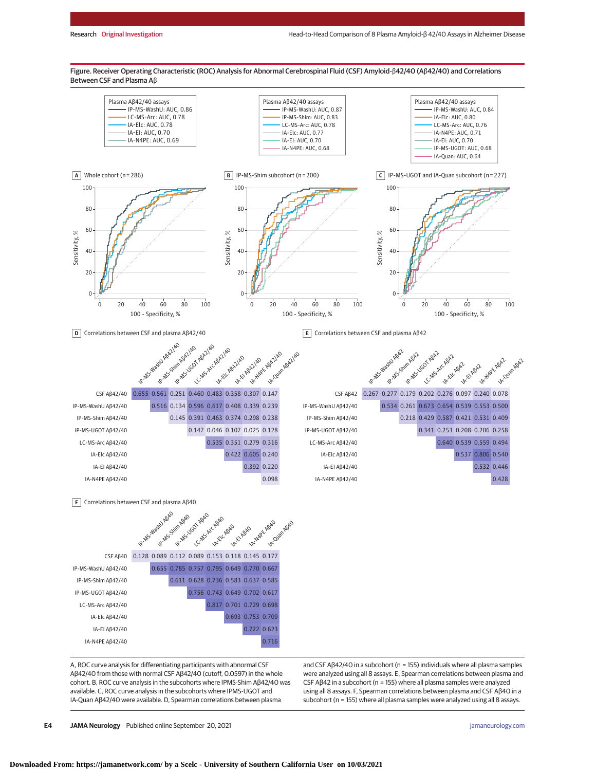**Figure. Receiver Operating Characteristic (ROC) Analysis for Abnormal Cerebrospinal Fluid (CSF) Amyloid-β42/40 (Aβ42/40) and Correlations Between CSF and Plasma Aβ**

**A** Whole cohort (n = 286)

Plasma Aβ42/40 assays
- IP-MS-WashU: AUC, 0.86
- LC-MS-Arc: AUC, 0.78
- IA-Elc: AUC, 0.78
- IA-EI: AUC, 0.70
- IA-N4PE: AUC, 0.69

**B** IP-MS-Shim subcohort (n = 200)

Plasma Aβ42/40 assays
- IP-MS-WashU: AUC, 0.87
- IP-MS-Shim: AUC, 0.83
- LC-MS-Arc: AUC, 0.78
- IA-Elc: AUC, 0.77
- IA-EI: AUC, 0.70
- IA-N4PE: AUC, 0.68

**C** IP-MS-UGOT and IA-Quan subcohort (n = 227)

Plasma Aβ42/40 assays
- IP-MS-WashU: AUC, 0.84
- IA-Elc: AUC, 0.80
- LC-MS-Arc: AUC, 0.76
- IA-N4PE: AUC, 0.71
- IA-EI: AUC, 0.70
- IP-MS-UGOT: AUC, 0.68
- IA-Quan: AUC, 0.64

**D** Correlations between CSF and plasma Aβ42/40

| | IP-MS-WashU Aβ42/40 | IP-MS-Shim Aβ42/40 | IP-MS-UGOT Aβ42/40 | LC-MS-Arc Aβ42/40 | IA-Elc Aβ42/40 | IA-EI Aβ42/40 | IA-N4PE Aβ42/40 | IA-Quan Aβ42/40 |
|---|---|---|---|---|---|---|---|---|
| CSF Aβ42/40 | 0.655 | 0.561 | 0.251 | 0.460 | 0.483 | 0.358 | 0.307 | 0.147 |
| IP-MS-WashU Aβ42/40 | | 0.516 | 0.134 | 0.596 | 0.617 | 0.408 | 0.339 | 0.239 |
| IP-MS-Shim Aβ42/40 | | | 0.145 | 0.391 | 0.463 | 0.374 | 0.298 | 0.238 |
| IP-MS-UGOT Aβ42/40 | | | | 0.147 | 0.046 | 0.107 | 0.025 | 0.128 |
| LC-MS-Arc Aβ42/40 | | | | | 0.535 | 0.351 | 0.279 | 0.316 |
| IA-Elc Aβ42/40 | | | | | | 0.422 | 0.605 | 0.240 |
| IA-EI Aβ42/40 | | | | | | | 0.392 | 0.220 |
| IA-N4PE Aβ42/40 | | | | | | | | 0.098 |

**E** Correlations between CSF and plasma Aβ42

| | IP-MS-WashU Aβ42 | IP-MS-Shim Aβ42 | IP-MS-UGOT Aβ42 | LC-MS-Arc Aβ42 | IA-Elc Aβ42 | IA-EI Aβ42 | IA-N4PE Aβ42 | IA-Quan Aβ42 |
|---|---|---|---|---|---|---|---|---|
| CSF Aβ42 | 0.267 | 0.277 | 0.179 | 0.202 | 0.276 | 0.097 | 0.240 | 0.078 |
| IP-MS-WashU Aβ42/40 | | 0.534 | 0.261 | 0.673 | 0.654 | 0.539 | 0.553 | 0.500 |
| IP-MS-Shim Aβ42/40 | | | 0.218 | 0.429 | 0.587 | 0.421 | 0.531 | 0.409 |
| IP-MS-UGOT Aβ42/40 | | | | 0.341 | 0.253 | 0.208 | 0.206 | 0.258 |
| LC-MS-Arc Aβ42/40 | | | | | 0.640 | 0.539 | 0.559 | 0.494 |
| IA-Elc Aβ42/40 | | | | | | 0.537 | 0.806 | 0.540 |
| IA-EI Aβ42/40 | | | | | | | 0.532 | 0.446 |
| IA-N4PE Aβ42/40 | | | | | | | | 0.428 |

**F** Correlations between CSF and plasma Aβ40

| | IP-MS-WashU Aβ40 | IP-MS-Shim Aβ40 | IP-MS-UGOT Aβ40 | LC-MS-Arc Aβ40 | IA-Elc Aβ40 | IA-EI Aβ40 | IA-N4PE Aβ40 | IA-Quan Aβ40 |
|---|---|---|---|---|---|---|---|---|
| CSF Aβ40 | 0.128 | 0.089 | 0.112 | 0.089 | 0.153 | 0.118 | 0.145 | 0.177 |
| IP-MS-WashU Aβ42/40 | | 0.655 | 0.785 | 0.757 | 0.795 | 0.649 | 0.770 | 0.667 |
| IP-MS-Shim Aβ42/40 | | | 0.611 | 0.628 | 0.736 | 0.583 | 0.637 | 0.585 |
| IP-MS-UGOT Aβ42/40 | | | | 0.756 | 0.743 | 0.649 | 0.702 | 0.617 |
| LC-MS-Arc Aβ42/40 | | | | | 0.817 | 0.701 | 0.729 | 0.698 |
| IA-Elc Aβ42/40 | | | | | | 0.693 | 0.753 | 0.709 |
| IA-EI Aβ42/40 | | | | | | | 0.722 | 0.623 |
| IA-N4PE Aβ42/40 | | | | | | | | 0.716 |

A, ROC curve analysis for differentiating participants with abnormal CSF Aβ42/40 from those with normal CSF Aβ42/40 (cutoff, 0.0597) in the whole cohort. B, ROC curve analysis in the subcohorts where IPMS-Shim Aβ42/40 was available. C, ROC curve analysis in the subcohorts where IPMS-UGOT and IA-Quan Aβ42/40 were available. D, Spearman correlations between plasma and CSF Aβ42/40 in a subcohort (n = 155) individuals where all plasma samples were analyzed using all 8 assays. E, Spearman correlations between plasma and CSF Aβ42 in a subcohort (n = 155) where all plasma samples were analyzed using all 8 assays. F, Spearman correlations between plasma and CSF Aβ40 in a subcohort (n = 155) where all plasma samples were analyzed using all 8 assays.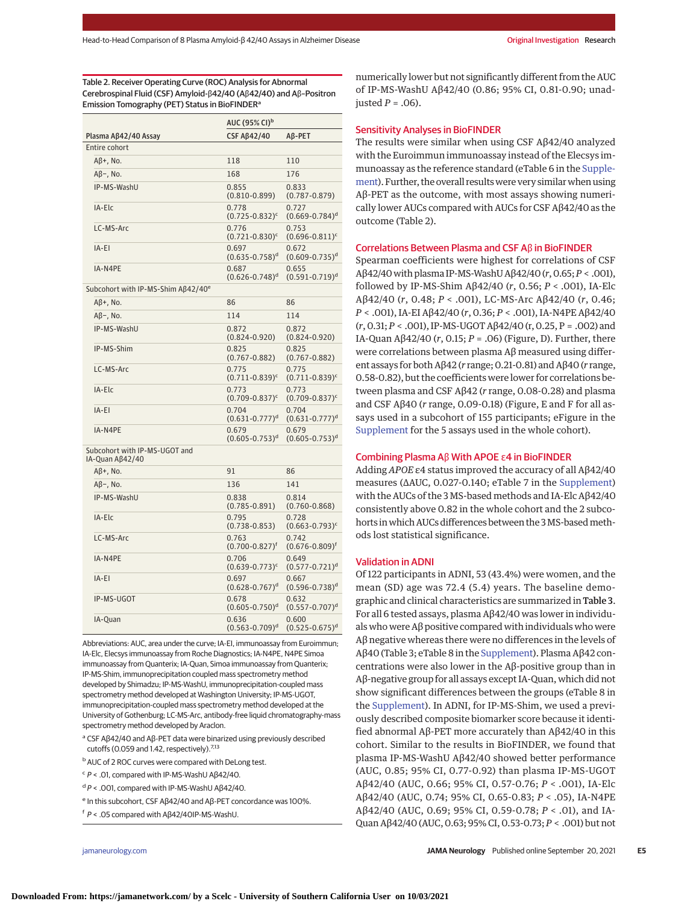Table 2. Receiver Operating Curve (ROC) Analysis for Abnormal Cerebrospinal Fluid (CSF) Amyloid-β42/40 (Aβ42/40) and Aβ–Positron Emission Tomography (PET) Status in BioFINDER[a]

| Plasma Aβ42/40 Assay | AUC (95% CI)[b] | |
|---|---|---|
| | CSF Aβ42/40 | Aβ-PET |
| **Entire cohort** | | |
| Aβ+, No. | 118 | 110 |
| Aβ−, No. | 168 | 176 |
| IP-MS-WashU | 0.855 (0.810-0.899) | 0.833 (0.787-0.879) |
| IA-Elc | 0.778 (0.725-0.832)[c] | 0.727 (0.669-0.784)[d] |
| LC-MS-Arc | 0.776 (0.721-0.830)[c] | 0.753 (0.696-0.811)[c] |
| IA-EI | 0.697 (0.635-0.758)[d] | 0.672 (0.609-0.735)[d] |
| IA-N4PE | 0.687 (0.626-0.748)[d] | 0.655 (0.591-0.719)[d] |
| **Subcohort with IP-MS-Shim Aβ42/40[e]** | | |
| Aβ+, No. | 86 | 86 |
| Aβ−, No. | 114 | 114 |
| IP-MS-WashU | 0.872 (0.824-0.920) | 0.872 (0.824-0.920) |
| IP-MS-Shim | 0.825 (0.767-0.882) | 0.825 (0.767-0.882) |
| LC-MS-Arc | 0.775 (0.711-0.839)[c] | 0.775 (0.711-0.839)[c] |
| IA-Elc | 0.773 (0.709-0.837)[c] | 0.773 (0.709-0.837)[c] |
| IA-EI | 0.704 (0.631-0.777)[d] | 0.704 (0.631-0.777)[d] |
| IA-N4PE | 0.679 (0.605-0.753)[d] | 0.679 (0.605-0.753)[d] |
| **Subcohort with IP-MS-UGOT and IA-Quan Aβ42/40** | | |
| Aβ+, No. | 91 | 86 |
| Aβ−, No. | 136 | 141 |
| IP-MS-WashU | 0.838 (0.785-0.891) | 0.814 (0.760-0.868) |
| IA-Elc | 0.795 (0.738-0.853) | 0.728 (0.663-0.793)[c] |
| LC-MS-Arc | 0.763 (0.700-0.827)[f] | 0.742 (0.676-0.809)[f] |
| IA-N4PE | 0.706 (0.639-0.773)[c] | 0.649 (0.577-0.721)[d] |
| IA-EI | 0.697 (0.628-0.767)[d] | 0.667 (0.596-0.738)[d] |
| IP-MS-UGOT | 0.678 (0.605-0.750)[d] | 0.632 (0.557-0.707)[d] |
| IA-Quan | 0.636 (0.563-0.709)[d] | 0.600 (0.525-0.675)[d] |

Abbreviations: AUC, area under the curve; IA-EI, immunoassay from Euroimmun; IA-Elc, Elecsys immunoassay from Roche Diagnostics; IA-N4PE, N4PE Simoa immunoassay from Quanterix; IA-Quan, Simoa immunoassay from Quanterix; IP-MS-Shim, immunoprecipitation coupled mass spectrometry method developed by Shimadzu; IP-MS-WashU, immunoprecipitation-coupled mass spectrometry method developed at Washington University; IP-MS-UGOT, immunoprecipitation-coupled mass spectrometry method developed at the University of Gothenburg; LC-MS-Arc, antibody-free liquid chromatography-mass spectrometry method developed by Araclon.

[a] CSF Aβ42/40 and Aβ-PET data were binarized using previously described cutoffs (0.059 and 1.42, respectively).[7,13]

[b] AUC of 2 ROC curves were compared with DeLong test.

[c] $P < .01$, compared with IP-MS-WashU Aβ42/40.

[d] $P < .001$, compared with IP-MS-WashU Aβ42/40.

[e] In this subcohort, CSF Aβ42/40 and Aβ-PET concordance was 100%.

[f] $P < .05$ compared with Aβ42/40IP-MS-WashU.

numerically lower but not significantly different from the AUC of IP-MS-WashU Aβ42/40 (0.86; 95% CI, 0.81-0.90; unadjusted $P = .06$).

## Sensitivity Analyses in BioFINDER

The results were similar when using CSF Aβ42/40 analyzed with the Euroimmun immunoassay instead of the Elecsys immunoassay as the reference standard (eTable 6 in the Supplement). Further, the overall results were very similar when using Aβ-PET as the outcome, with most assays showing numerically lower AUCs compared with AUCs for CSF Aβ42/40 as the outcome (Table 2).

## Correlations Between Plasma and CSF Aβ in BioFINDER

Spearman coefficients were highest for correlations of CSF Aβ42/40 with plasma IP-MS-WashU Aβ42/40 ($r$, 0.65; $P < .001$), followed by IP-MS-Shim Aβ42/40 ($r$, 0.56; $P < .001$), IA-Elc Aβ42/40 ($r$, 0.48; $P < .001$), LC-MS-Arc Aβ42/40 ($r$, 0.46; $P < .001$), IA-EI Aβ42/40 ($r$, 0.36; $P < .001$), IA-N4PE Aβ42/40 ($r$, 0.31; $P < .001$), IP-MS-UGOT Aβ42/40 (r, 0.25, $P = .002$) and IA-Quan Aβ42/40 ($r$, 0.15; $P = .06$) (Figure, D). Further, there were correlations between plasma Aβ measured using different assays for both Aβ42 ($r$ range; 0.21-0.81) and Aβ40 ($r$ range, 0.58-0.82), but the coefficients were lower for correlations between plasma and CSF Aβ42 ($r$ range, 0.08-0.28) and plasma and CSF Aβ40 ($r$ range, 0.09-0.18) (Figure, E and F for all assays used in a subcohort of 155 participants; eFigure in the Supplement for the 5 assays used in the whole cohort).

## Combining Plasma Aβ With APOE ε4 in BioFINDER

Adding *APOE* ε4 status improved the accuracy of all Aβ42/40 measures (ΔAUC, 0.027-0.140; eTable 7 in the Supplement) with the AUCs of the 3 MS-based methods and IA-Elc Aβ42/40 consistently above 0.82 in the whole cohort and the 2 subcohorts in which AUCs differences between the 3 MS-based methods lost statistical significance.

## Validation in ADNI

Of 122 participants in ADNI, 53 (43.4%) were women, and the mean (SD) age was 72.4 (5.4) years. The baseline demographic and clinical characteristics are summarized in **Table 3**. For all 6 tested assays, plasma Aβ42/40 was lower in individuals who were Aβ positive compared with individuals who were Aβ negative whereas there were no differences in the levels of Aβ40 (Table 3; eTable 8 in the Supplement). Plasma Aβ42 concentrations were also lower in the Aβ-positive group than in Aβ-negative group for all assays except IA-Quan, which did not show significant differences between the groups (eTable 8 in the Supplement). In ADNI, for IP-MS-Shim, we used a previously described composite biomarker score because it identified abnormal Aβ-PET more accurately than Aβ42/40 in this cohort. Similar to the results in BioFINDER, we found that plasma IP-MS-WashU Aβ42/40 showed better performance (AUC, 0.85; 95% CI, 0.77-0.92) than plasma IP-MS-UGOT Aβ42/40 (AUC, 0.66; 95% CI, 0.57-0.76; $P < .001$), IA-Elc Aβ42/40 (AUC, 0.74; 95% CI, 0.65-0.83; $P < .05$), IA-N4PE Aβ42/40 (AUC, 0.69; 95% CI, 0.59-0.78; $P < .01$), and IA-Quan Aβ42/40 (AUC, 0.63; 95% CI, 0.53-0.73; $P < .001$) but not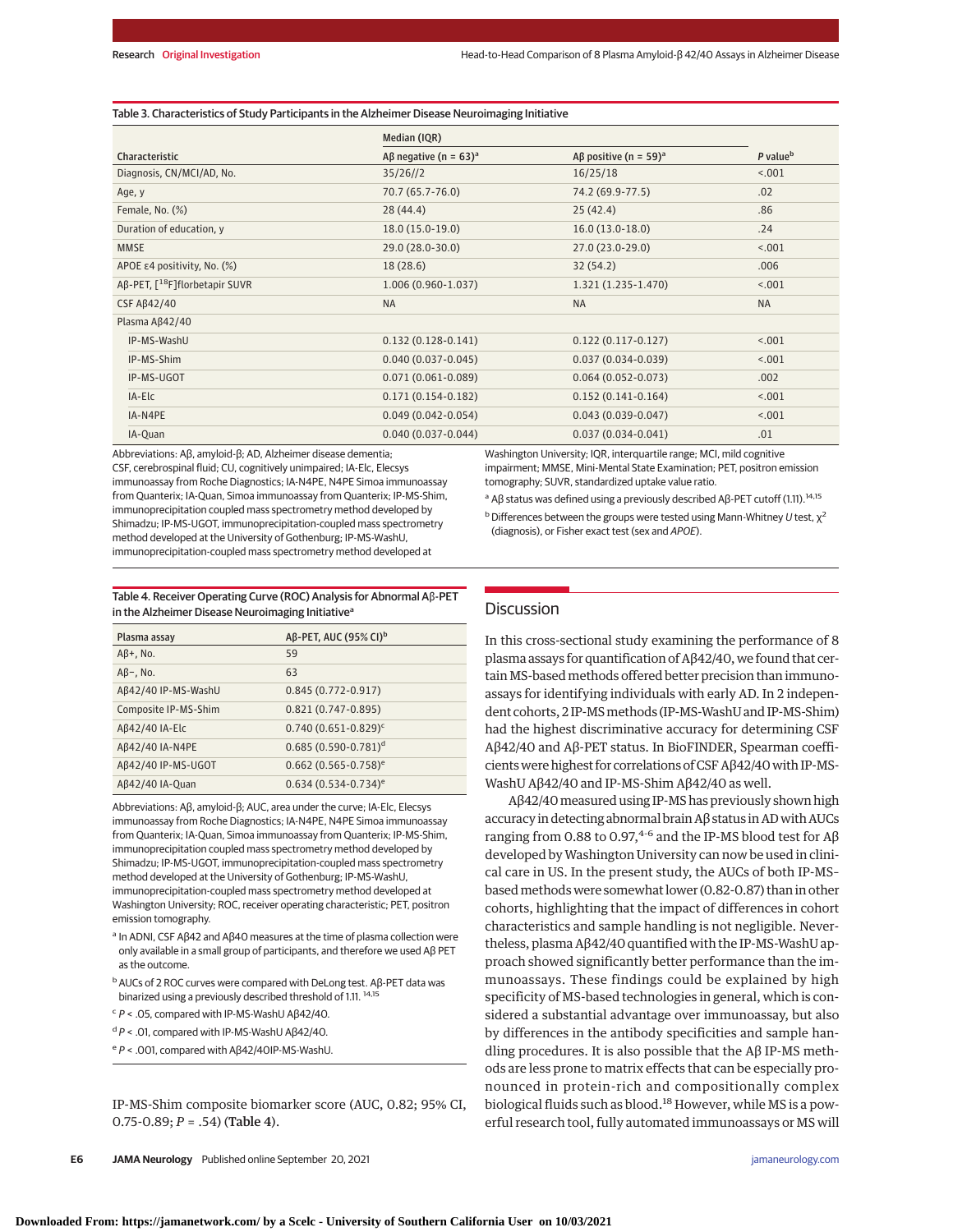Table 3. Characteristics of Study Participants in the Alzheimer Disease Neuroimaging Initiative

| Characteristic | Median (IQR) | | $P$ value[b] |
|---|---|---|---|
| | Aβ negative (n = 63)[a] | Aβ positive (n = 59)[a] | |
| Diagnosis, CN/MCI/AD, No. | 35/26//2 | 16/25/18 | <.001 |
| Age, y | 70.7 (65.7-76.0) | 74.2 (69.9-77.5) | .02 |
| Female, No. (%) | 28 (44.4) | 25 (42.4) | .86 |
| Duration of education, y | 18.0 (15.0-19.0) | 16.0 (13.0-18.0) | .24 |
| MMSE | 29.0 (28.0-30.0) | 27.0 (23.0-29.0) | <.001 |
| APOE ε4 positivity, No. (%) | 18 (28.6) | 32 (54.2) | .006 |
| Aβ-PET, [$^{18}$F]florbetapir SUVR | 1.006 (0.960-1.037) | 1.321 (1.235-1.470) | <.001 |
| CSF Aβ42/40 | NA | NA | NA |
| Plasma Aβ42/40 | | | |
| IP-MS-WashU | 0.132 (0.128-0.141) | 0.122 (0.117-0.127) | <.001 |
| IP-MS-Shim | 0.040 (0.037-0.045) | 0.037 (0.034-0.039) | <.001 |
| IP-MS-UGOT | 0.071 (0.061-0.089) | 0.064 (0.052-0.073) | .002 |
| IA-Elc | 0.171 (0.154-0.182) | 0.152 (0.141-0.164) | <.001 |
| IA-N4PE | 0.049 (0.042-0.054) | 0.043 (0.039-0.047) | <.001 |
| IA-Quan | 0.040 (0.037-0.044) | 0.037 (0.034-0.041) | .01 |

Abbreviations: Aβ, amyloid-β; AD, Alzheimer disease dementia; CSF, cerebrospinal fluid; CU, cognitively unimpaired; IA-Elc, Elecsys immunoassay from Roche Diagnostics; IA-N4PE, N4PE Simoa immunoassay from Quanterix; IA-Quan, Simoa immunoassay from Quanterix; IP-MS-Shim, immunoprecipitation coupled mass spectrometry method developed by Shimadzu; IP-MS-UGOT, immunoprecipitation-coupled mass spectrometry method developed at the University of Gothenburg; IP-MS-WashU, immunoprecipitation-coupled mass spectrometry method developed at Washington University; IQR, interquartile range; MCI, mild cognitive impairment; MMSE, Mini-Mental State Examination; PET, positron emission tomography; SUVR, standardized uptake value ratio.

[a] Aβ status was defined using a previously described Aβ-PET cutoff (1.11).[14,15]

[b] Differences between the groups were tested using Mann-Whitney $U$ test, $\chi^2$ (diagnosis), or Fisher exact test (sex and *APOE*).

Table 4. Receiver Operating Curve (ROC) Analysis for Abnormal Aβ-PET in the Alzheimer Disease Neuroimaging Initiative[a]

| Plasma assay | Aβ-PET, AUC (95% CI)[b] |
|---|---|
| Aβ+, No. | 59 |
| Aβ−, No. | 63 |
| Aβ42/40 IP-MS-WashU | 0.845 (0.772-0.917) |
| Composite IP-MS-Shim | 0.821 (0.747-0.895) |
| Aβ42/40 IA-Elc | 0.740 (0.651-0.829)[c] |
| Aβ42/40 IA-N4PE | 0.685 (0.590-0.781)[d] |
| Aβ42/40 IP-MS-UGOT | 0.662 (0.565-0.758)[e] |
| Aβ42/40 IA-Quan | 0.634 (0.534-0.734)[e] |

Abbreviations: Aβ, amyloid-β; AUC, area under the curve; IA-Elc, Elecsys immunoassay from Roche Diagnostics; IA-N4PE, N4PE Simoa immunoassay from Quanterix; IA-Quan, Simoa immunoassay from Quanterix; IP-MS-Shim, immunoprecipitation coupled mass spectrometry method developed by Shimadzu; IP-MS-UGOT, immunoprecipitation-coupled mass spectrometry method developed at the University of Gothenburg; IP-MS-WashU, immunoprecipitation-coupled mass spectrometry method developed at Washington University; ROC, receiver operating characteristic; PET, positron emission tomography.

[a] In ADNI, CSF Aβ42 and Aβ40 measures at the time of plasma collection were only available in a small group of participants, and therefore we used Aβ PET as the outcome.

[b] AUCs of 2 ROC curves were compared with DeLong test. Aβ-PET data was binarized using a previously described threshold of 1.11.[14,15]

[c] $P$ < .05, compared with IP-MS-WashU Aβ42/40.

[d] $P$ < .01, compared with IP-MS-WashU Aβ42/40.

[e] $P$ < .001, compared with Aβ42/40IP-MS-WashU.

IP-MS-Shim composite biomarker score (AUC, 0.82; 95% CI, 0.75-0.89; $P$ = .54) (Table 4).

## Discussion

In this cross-sectional study examining the performance of 8 plasma assays for quantification of Aβ42/40, we found that certain MS-based methods offered better precision than immunoassays for identifying individuals with early AD. In 2 independent cohorts, 2 IP-MS methods (IP-MS-WashU and IP-MS-Shim) had the highest discriminative accuracy for determining CSF Aβ42/40 and Aβ-PET status. In BioFINDER, Spearman coefficients were highest for correlations of CSF Aβ42/40 with IP-MS-WashU Aβ42/40 and IP-MS-Shim Aβ42/40 as well.

Aβ42/40 measured using IP-MS has previously shown high accuracy in detecting abnormal brain Aβ status in AD with AUCs ranging from 0.88 to 0.97,[4-6] and the IP-MS blood test for Aβ developed by Washington University can now be used in clinical care in US. In the present study, the AUCs of both IP-MS-based methods were somewhat lower (0.82-0.87) than in other cohorts, highlighting that the impact of differences in cohort characteristics and sample handling is not negligible. Nevertheless, plasma Aβ42/40 quantified with the IP-MS-WashU approach showed significantly better performance than the immunoassays. These findings could be explained by high specificity of MS-based technologies in general, which is considered a substantial advantage over immunoassay, but also by differences in the antibody specificities and sample handling procedures. It is also possible that the Aβ IP-MS methods are less prone to matrix effects that can be especially pronounced in protein-rich and compositionally complex biological fluids such as blood.[18] However, while MS is a powerful research tool, fully automated immunoassays or MS will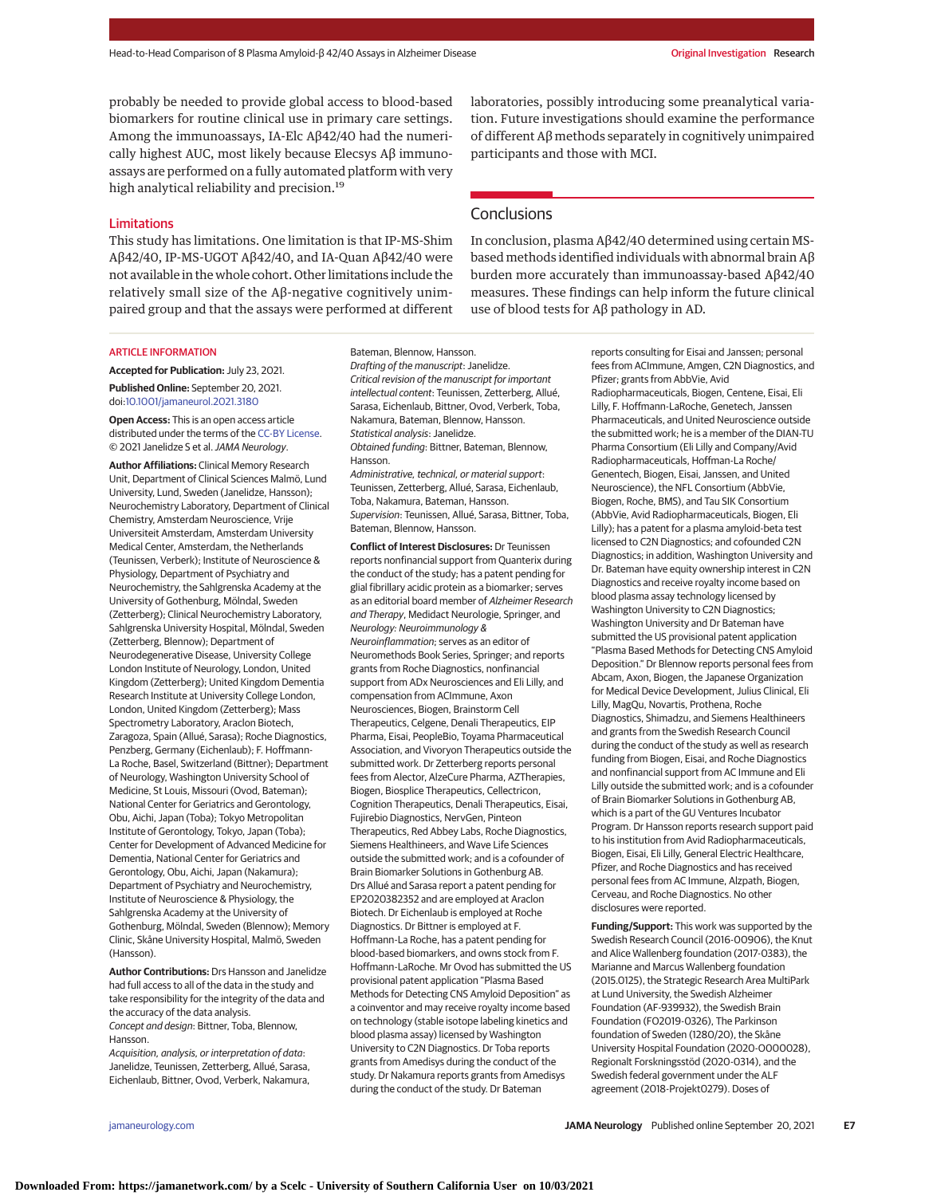probably be needed to provide global access to blood-based biomarkers for routine clinical use in primary care settings. Among the immunoassays, IA-Elc Aβ42/40 had the numerically highest AUC, most likely because Elecsys Aβ immunoassays are performed on a fully automated platform with very high analytical reliability and precision.[19]

## Limitations

This study has limitations. One limitation is that IP-MS-Shim Aβ42/40, IP-MS-UGOT Aβ42/40, and IA-Quan Aβ42/40 were not available in the whole cohort. Other limitations include the relatively small size of the Aβ-negative cognitively unimpaired group and that the assays were performed at different laboratories, possibly introducing some preanalytical variation. Future investigations should examine the performance of different Aβ methods separately in cognitively unimpaired participants and those with MCI.

## Conclusions

In conclusion, plasma Aβ42/40 determined using certain MS-based methods identified individuals with abnormal brain Aβ burden more accurately than immunoassay-based Aβ42/40 measures. These findings can help inform the future clinical use of blood tests for Aβ pathology in AD.

### ARTICLE INFORMATION

**Accepted for Publication:** July 23, 2021.

**Published Online:** September 20, 2021. doi:10.1001/jamaneurol.2021.3180

**Open Access:** This is an open access article distributed under the terms of the CC-BY License. © 2021 Janelidze S et al. *JAMA Neurology*.

**Author Affiliations:** Clinical Memory Research Unit, Department of Clinical Sciences Malmö, Lund University, Lund, Sweden (Janelidze, Hansson); Neurochemistry Laboratory, Department of Clinical Chemistry, Amsterdam Neuroscience, Vrije Universiteit Amsterdam, Amsterdam University Medical Center, Amsterdam, the Netherlands (Teunissen, Verberk); Institute of Neuroscience & Physiology, Department of Psychiatry and Neurochemistry, the Sahlgrenska Academy at the University of Gothenburg, Mölndal, Sweden (Zetterberg); Clinical Neurochemistry Laboratory, Sahlgrenska University Hospital, Mölndal, Sweden (Zetterberg, Blennow); Department of Neurodegenerative Disease, University College London Institute of Neurology, London, United Kingdom (Zetterberg); United Kingdom Dementia Research Institute at University College London, London, United Kingdom (Zetterberg); Mass Spectrometry Laboratory, Araclon Biotech, Zaragoza, Spain (Allué, Sarasa); Roche Diagnostics, Penzberg, Germany (Eichenlaub); F. Hoffmann-La Roche, Basel, Switzerland (Bittner); Department of Neurology, Washington University School of Medicine, St Louis, Missouri (Ovod, Bateman); National Center for Geriatrics and Gerontology, Obu, Aichi, Japan (Toba); Tokyo Metropolitan Institute of Gerontology, Tokyo, Japan (Toba); Center for Development of Advanced Medicine for Dementia, National Center for Geriatrics and Gerontology, Obu, Aichi, Japan (Nakamura); Department of Psychiatry and Neurochemistry, Institute of Neuroscience & Physiology, the Sahlgrenska Academy at the University of Gothenburg, Mölndal, Sweden (Blennow); Memory Clinic, Skåne University Hospital, Malmö, Sweden (Hansson).

**Author Contributions:** Drs Hansson and Janelidze had full access to all of the data in the study and take responsibility for the integrity of the data and the accuracy of the data analysis.
*Concept and design*: Bittner, Toba, Blennow, Hansson.
*Acquisition, analysis, or interpretation of data*: Janelidze, Teunissen, Zetterberg, Allué, Sarasa, Eichenlaub, Bittner, Ovod, Verberk, Nakamura, Bateman, Blennow, Hansson.
*Drafting of the manuscript*: Janelidze.
*Critical revision of the manuscript for important intellectual content*: Teunissen, Zetterberg, Allué, Sarasa, Eichenlaub, Bittner, Ovod, Verberk, Toba, Nakamura, Bateman, Blennow, Hansson.
*Statistical analysis*: Janelidze.
*Obtained funding*: Bittner, Bateman, Blennow, Hansson.
*Administrative, technical, or material support*: Teunissen, Zetterberg, Allué, Sarasa, Eichenlaub, Toba, Nakamura, Bateman, Hansson.
*Supervision*: Teunissen, Allué, Sarasa, Bittner, Toba, Bateman, Blennow, Hansson.

**Conflict of Interest Disclosures:** Dr Teunissen reports nonfinancial support from Quanterix during the conduct of the study; has a patent pending for glial fibrillary acidic protein as a biomarker; serves as an editorial board member of *Alzheimer Research and Therapy*, Medidact Neurologie, Springer, and *Neurology: Neuroimmunology & Neuroinflammation*; serves as an editor of Neuromethods Book Series, Springer; and reports grants from Roche Diagnostics, nonfinancial support from ADx Neurosciences and Eli Lilly, and compensation from ACImmune, Axon Neurosciences, Biogen, Brainstorm Cell Therapeutics, Celgene, Denali Therapeutics, EIP Pharma, Eisai, PeopleBio, Toyama Pharmaceutical Association, and Vivoryon Therapeutics outside the submitted work. Dr Zetterberg reports personal fees from Alector, AlzeCure Pharma, AZTherapies, Biogen, Biosplice Therapeutics, Cellectricon, Cognition Therapeutics, Denali Therapeutics, Eisai, Fujirebio Diagnostics, NervGen, Pinteon Therapeutics, Red Abbey Labs, Roche Diagnostics, Siemens Healthineers, and Wave Life Sciences outside the submitted work; and is a cofounder of Brain Biomarker Solutions in Gothenburg AB. Drs Allué and Sarasa report a patent pending for EP2020382352 and are employed at Araclon Biotech. Dr Eichenlaub is employed at Roche Diagnostics. Dr Bittner is employed at F. Hoffmann-La Roche, has a patent pending for blood-based biomarkers, and owns stock from F. Hoffmann-LaRoche. Mr Ovod has submitted the US provisional patent application "Plasma Based Methods for Detecting CNS Amyloid Deposition" as a coinventor and may receive royalty income based on technology (stable isotope labeling kinetics and blood plasma assay) licensed by Washington University to C2N Diagnostics. Dr Toba reports grants from Amedisys during the conduct of the study. Dr Nakamura reports grants from Amedisys during the conduct of the study. Dr Bateman reports consulting for Eisai and Janssen; personal fees from ACImmune, Amgen, C2N Diagnostics, and Pfizer; grants from AbbVie, Avid Radiopharmaceuticals, Biogen, Centene, Eisai, Eli Lilly, F. Hoffmann-LaRoche, Genetech, Janssen Pharmaceuticals, and United Neuroscience outside the submitted work; he is a member of the DIAN-TU Pharma Consortium (Eli Lilly and Company/Avid Radiopharmaceuticals, Hoffman-La Roche/Genentech, Biogen, Eisai, Janssen, and United Neuroscience), the NFL Consortium (AbbVie, Biogen, Roche, BMS), and Tau SIK Consortium (AbbVie, Avid Radiopharmaceuticals, Biogen, Eli Lilly); has a patent for a plasma amyloid-beta test licensed to C2N Diagnostics; and cofounded C2N Diagnostics; in addition, Washington University and Dr. Bateman have equity ownership interest in C2N Diagnostics and receive royalty income based on blood plasma assay technology licensed by Washington University to C2N Diagnostics; Washington University and Dr Bateman have submitted the US provisional patent application "Plasma Based Methods for Detecting CNS Amyloid Deposition." Dr Blennow reports personal fees from Abcam, Axon, Biogen, the Japanese Organization for Medical Device Development, Julius Clinical, Eli Lilly, MagQu, Novartis, Prothena, Roche Diagnostics, Shimadzu, and Siemens Healthineers and grants from the Swedish Research Council during the conduct of the study as well as research funding from Biogen, Eisai, and Roche Diagnostics and nonfinancial support from AC Immune and Eli Lilly outside the submitted work; and is a cofounder of Brain Biomarker Solutions in Gothenburg AB, which is a part of the GU Ventures Incubator Program. Dr Hansson reports research support paid to his institution from Avid Radiopharmaceuticals, Biogen, Eisai, Eli Lilly, General Electric Healthcare, Pfizer, and Roche Diagnostics and has received personal fees from AC Immune, Alzpath, Biogen, Cerveau, and Roche Diagnostics. No other disclosures were reported.

**Funding/Support:** This work was supported by the Swedish Research Council (2016-00906), the Knut and Alice Wallenberg foundation (2017-0383), the Marianne and Marcus Wallenberg foundation (2015.0125), the Strategic Research Area MultiPark at Lund University, the Swedish Alzheimer Foundation (AF-939932), the Swedish Brain Foundation (FO2019-0326), The Parkinson foundation of Sweden (1280/20), the Skåne University Hospital Foundation (2020-O000028), Regionalt Forskningsstöd (2020-0314), and the Swedish federal government under the ALF agreement (2018-Projekt0279). Doses of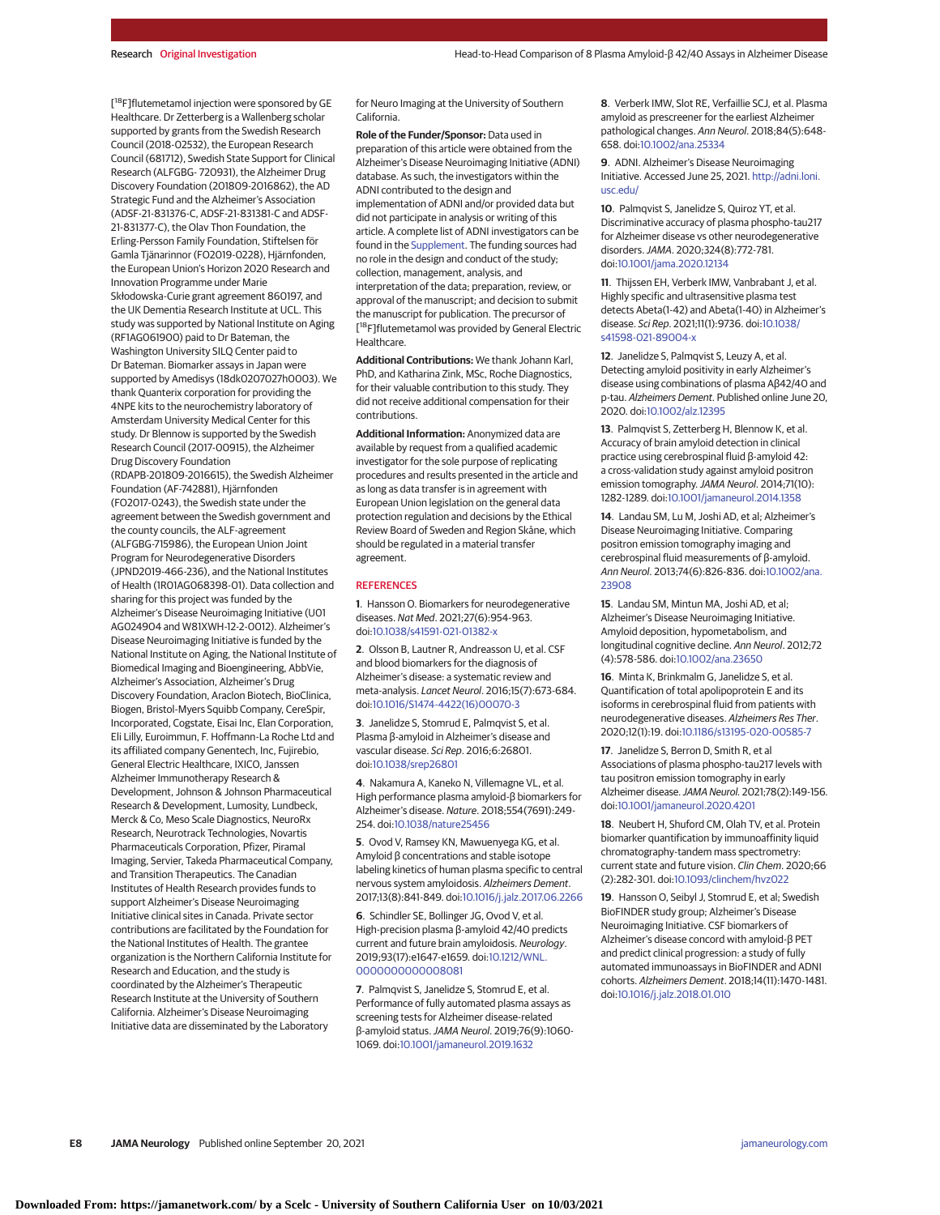[$^{18}$F]flutemetamol injection were sponsored by GE Healthcare. Dr Zetterberg is a Wallenberg scholar supported by grants from the Swedish Research Council (2018-02532), the European Research Council (681712), Swedish State Support for Clinical Research (ALFGBG- 720931), the Alzheimer Drug Discovery Foundation (201809-2016862), the AD Strategic Fund and the Alzheimer's Association (ADSF-21-831376-C, ADSF-21-831381-C and ADSF-21-831377-C), the Olav Thon Foundation, the Erling-Persson Family Foundation, Stiftelsen för Gamla Tjänarinnor (FO2019-0228), Hjärnfonden, the European Union's Horizon 2020 Research and Innovation Programme under Marie Skłodowska-Curie grant agreement 860197, and the UK Dementia Research Institute at UCL. This study was supported by National Institute on Aging (RF1AG061900) paid to Dr Bateman, the Washington University SILQ Center paid to Dr Bateman. Biomarker assays in Japan were supported by Amedisys (18dk0207027h0003). We thank Quanterix corporation for providing the 4NPE kits to the neurochemistry laboratory of Amsterdam University Medical Center for this study. Dr Blennow is supported by the Swedish Research Council (2017-00915), the Alzheimer Drug Discovery Foundation (RDAPB-201809-2016615), the Swedish Alzheimer Foundation (AF-742881), Hjärnfonden (FO2017-0243), the Swedish state under the agreement between the Swedish government and the county councils, the ALF-agreement (ALFGBG-715986), the European Union Joint Program for Neurodegenerative Disorders (JPND2019-466-236), and the National Institutes of Health (1R01AG068398-01). Data collection and sharing for this project was funded by the Alzheimer's Disease Neuroimaging Initiative (U01 AG024904 and W81XWH-12-2-0012). Alzheimer's Disease Neuroimaging Initiative is funded by the National Institute on Aging, the National Institute of Biomedical Imaging and Bioengineering, AbbVie, Alzheimer's Association, Alzheimer's Drug Discovery Foundation, Araclon Biotech, BioClinica, Biogen, Bristol-Myers Squibb Company, CereSpir, Incorporated, Cogstate, Eisai Inc, Elan Corporation, Eli Lilly, Euroimmun, F. Hoffmann-La Roche Ltd and its affiliated company Genentech, Inc, Fujirebio, General Electric Healthcare, IXICO, Janssen Alzheimer Immunotherapy Research & Development, Johnson & Johnson Pharmaceutical Research & Development, Lumosity, Lundbeck, Merck & Co, Meso Scale Diagnostics, NeuroRx Research, Neurotrack Technologies, Novartis Pharmaceuticals Corporation, Pfizer, Piramal Imaging, Servier, Takeda Pharmaceutical Company, and Transition Therapeutics. The Canadian Institutes of Health Research provides funds to support Alzheimer's Disease Neuroimaging Initiative clinical sites in Canada. Private sector contributions are facilitated by the Foundation for the National Institutes of Health. The grantee organization is the Northern California Institute for Research and Education, and the study is coordinated by the Alzheimer's Therapeutic Research Institute at the University of Southern California. Alzheimer's Disease Neuroimaging Initiative data are disseminated by the Laboratory for Neuro Imaging at the University of Southern California.

**Role of the Funder/Sponsor:** Data used in preparation of this article were obtained from the Alzheimer's Disease Neuroimaging Initiative (ADNI) database. As such, the investigators within the ADNI contributed to the design and implementation of ADNI and/or provided data but did not participate in analysis or writing of this article. A complete list of ADNI investigators can be found in the Supplement. The funding sources had no role in the design and conduct of the study; collection, management, analysis, and interpretation of the data; preparation, review, or approval of the manuscript; and decision to submit the manuscript for publication. The precursor of [$^{18}$F]flutemetamol was provided by General Electric Healthcare.

**Additional Contributions:** We thank Johann Karl, PhD, and Katharina Zink, MSc, Roche Diagnostics, for their valuable contribution to this study. They did not receive additional compensation for their contributions.

**Additional Information:** Anonymized data are available by request from a qualified academic investigator for the sole purpose of replicating procedures and results presented in the article and as long as data transfer is in agreement with European Union legislation on the general data protection regulation and decisions by the Ethical Review Board of Sweden and Region Skåne, which should be regulated in a material transfer agreement.

## REFERENCES

**1**. Hansson O. Biomarkers for neurodegenerative diseases. *Nat Med*. 2021;27(6):954-963. doi:10.1038/s41591-021-01382-x

**2**. Olsson B, Lautner R, Andreasson U, et al. CSF and blood biomarkers for the diagnosis of Alzheimer's disease: a systematic review and meta-analysis. *Lancet Neurol*. 2016;15(7):673-684. doi:10.1016/S1474-4422(16)00070-3

**3**. Janelidze S, Stomrud E, Palmqvist S, et al. Plasma β-amyloid in Alzheimer's disease and vascular disease. *Sci Rep*. 2016;6:26801. doi:10.1038/srep26801

**4**. Nakamura A, Kaneko N, Villemagne VL, et al. High performance plasma amyloid-β biomarkers for Alzheimer's disease. *Nature*. 2018;554(7691):249-254. doi:10.1038/nature25456

**5**. Ovod V, Ramsey KN, Mawuenyega KG, et al. Amyloid β concentrations and stable isotope labeling kinetics of human plasma specific to central nervous system amyloidosis. *Alzheimers Dement*. 2017;13(8):841-849. doi:10.1016/j.jalz.2017.06.2266

**6**. Schindler SE, Bollinger JG, Ovod V, et al. High-precision plasma β-amyloid 42/40 predicts current and future brain amyloidosis. *Neurology*. 2019;93(17):e1647-e1659. doi:10.1212/WNL.0000000000008081

**7**. Palmqvist S, Janelidze S, Stomrud E, et al. Performance of fully automated plasma assays as screening tests for Alzheimer disease-related β-amyloid status. *JAMA Neurol*. 2019;76(9):1060-1069. doi:10.1001/jamaneurol.2019.1632

**8**. Verberk IMW, Slot RE, Verfaillie SCJ, et al. Plasma amyloid as prescreener for the earliest Alzheimer pathological changes. *Ann Neurol*. 2018;84(5):648-658. doi:10.1002/ana.25334

**9**. ADNI. Alzheimer's Disease Neuroimaging Initiative. Accessed June 25, 2021. http://adni.loni.usc.edu/

**10**. Palmqvist S, Janelidze S, Quiroz YT, et al. Discriminative accuracy of plasma phospho-tau217 for Alzheimer disease vs other neurodegenerative disorders. *JAMA*. 2020;324(8):772-781. doi:10.1001/jama.2020.12134

**11**. Thijssen EH, Verberk IMW, Vanbrabant J, et al. Highly specific and ultrasensitive plasma test detects Abeta(1-42) and Abeta(1-40) in Alzheimer's disease. *Sci Rep*. 2021;11(1):9736. doi:10.1038/s41598-021-89004-x

**12**. Janelidze S, Palmqvist S, Leuzy A, et al. Detecting amyloid positivity in early Alzheimer's disease using combinations of plasma Aβ42/40 and p-tau. *Alzheimers Dement*. Published online June 20, 2020. doi:10.1002/alz.12395

**13**. Palmqvist S, Zetterberg H, Blennow K, et al. Accuracy of brain amyloid detection in clinical practice using cerebrospinal fluid β-amyloid 42: a cross-validation study against amyloid positron emission tomography. *JAMA Neurol*. 2014;71(10):1282-1289. doi:10.1001/jamaneurol.2014.1358

**14**. Landau SM, Lu M, Joshi AD, et al; Alzheimer's Disease Neuroimaging Initiative. Comparing positron emission tomography imaging and cerebrospinal fluid measurements of β-amyloid. *Ann Neurol*. 2013;74(6):826-836. doi:10.1002/ana.23908

**15**. Landau SM, Mintun MA, Joshi AD, et al; Alzheimer's Disease Neuroimaging Initiative. Amyloid deposition, hypometabolism, and longitudinal cognitive decline. *Ann Neurol*. 2012;72(4):578-586. doi:10.1002/ana.23650

**16**. Minta K, Brinkmalm G, Janelidze S, et al. Quantification of total apolipoprotein E and its isoforms in cerebrospinal fluid from patients with neurodegenerative diseases. *Alzheimers Res Ther*. 2020;12(1):19. doi:10.1186/s13195-020-00585-7

**17**. Janelidze S, Berron D, Smith R, et al. Associations of plasma phospho-tau217 levels with tau positron emission tomography in early Alzheimer disease. *JAMA Neurol*. 2021;78(2):149-156. doi:10.1001/jamaneurol.2020.4201

**18**. Neubert H, Shuford CM, Olah TV, et al. Protein biomarker quantification by immunoaffinity liquid chromatography-tandem mass spectrometry: current state and future vision. *Clin Chem*. 2020;66(2):282-301. doi:10.1093/clinchem/hvz022

**19**. Hansson O, Seibyl J, Stomrud E, et al; Swedish BioFINDER study group; Alzheimer's Disease Neuroimaging Initiative. CSF biomarkers of Alzheimer's disease concord with amyloid-β PET and predict clinical progression: a study of fully automated immunoassays in BioFINDER and ADNI cohorts. *Alzheimers Dement*. 2018;14(11):1470-1481. doi:10.1016/j.jalz.2018.01.010